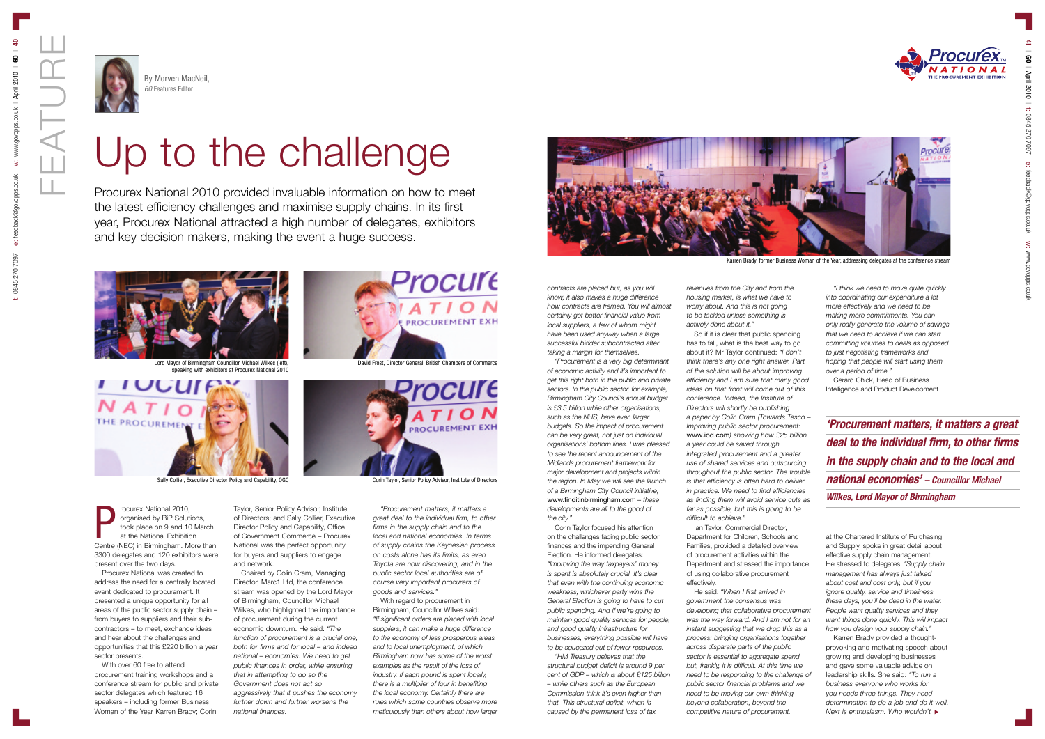By Morven MacNeil, *GO* Features Editor

# Up to the challenge

Procurex National 2010 provided invaluable information on how to meet the latest efficiency challenges and maximise supply chains. In its first year, Procurex National attracted a high number of delegates, exhibitors and key decision makers, making the event a huge success.

Lord Mayor of Birmingham Councillor Michael Wilkes (left), speaking with exhibitors at Procurex National 2010

David Frost, Director General, British Chambers of Commerce

Sally Collier, Executive Director Policy and Capability, OGC

Corin Taylor, Senior Policy Advisor, Institute of Directors

Karren Brady, former Business Woman of the Year, addressing delegates at the conference stream

Procurex National 2010, organised by BiP Solutions, took place on 9 and 10 March at the National Exhibition Centre (NEC) in Birmingham. More than 3300 delegates and 120 exhibitors were present over the two days.

Procurex National was created to address the need for a centrally located event dedicated to procurement. It presented a unique opportunity for all areas of the public sector supply chain – from buyers to suppliers and their sub-contractors – to meet, exchange ideas and hear about the challenges and opportunities that this £220 billion a year sector presents.

With over 60 free to attend procurement training workshops and a conference stream for public and private sector delegates which featured 16 speakers – including former Business Woman of the Year Karren Brady; Corin Taylor, Senior Policy Advisor, Institute of Directors; and Sally Collier, Executive Director Policy and Capability, Office of Government Commerce – Procurex National was the perfect opportunity for buyers and suppliers to engage and network.

Chaired by Colin Cram, Managing Director, Marc1 Ltd, the conference stream was opened by the Lord Mayor of Birmingham, Councillor Michael Wilkes, who highlighted the importance of procurement during the current economic downturn. He said: *"The function of procurement is a crucial one, both for firms and for local – and indeed national – economies. We need to get public finances in order, while ensuring that in attempting to do so the Government does not act so aggressively that it pushes the economy further down and further worsens the national finances.*

*"Procurement matters, it matters a great deal to the individual firm, to other firms in the supply chain and to the local and national economies. In terms of supply chains the Keynesian process on costs alone has its limits, as even Toyota are now discovering, and in the public sector local authorities are of course very important procurers of goods and services."*

With regard to procurement in Birmingham, Councillor Wilkes said: *"If significant orders are placed with local suppliers, it can make a huge difference to the economy of less prosperous areas and to local unemployment, of which Birmingham now has some of the worst examples as the result of the loss of industry. If each pound is spent locally, there is a multiplier of four in benefiting the local economy. Certainly there are rules which some countries observe more meticulously than others about how larger contracts are placed but, as you will know, it also makes a huge difference how contracts are framed. You will almost certainly get better financial value from local suppliers, a few of whom might have been used anyway when a large successful bidder subcontracted after taking a margin for themselves.*

*"Procurement is a very big determinant of economic activity and it's important to get this right both in the public and private sectors. In the public sector, for example, Birmingham City Council's annual budget is £3.5 billion while other organisations, such as the NHS, have even larger budgets. So the impact of procurement can be very great, not just on individual organisations' bottom lines. I was pleased to see the recent announcement of the Midlands procurement framework for major development and projects within the region. In May we will see the launch of a Birmingham City Council initiative,* www.finditinbirmingham.com *– these developments are all to the good of the city."*

Corin Taylor focused his attention on the challenges facing public sector finances and the impending General Election. He informed delegates: *"Improving the way taxpayers' money is spent is absolutely crucial. It's clear that even with the continuing economic weakness, whichever party wins the General Election is going to have to cut public spending. And if we're going to maintain good quality services for people, and good quality infrastructure for businesses, everything possible will have to be squeezed out of fewer resources.*

*"HM Treasury believes that the structural budget deficit is around 9 per cent of GDP – which is about £125 billion – while others such as the European Commission think it's even higher than that. This structural deficit, which is caused by the permanent loss of tax revenues from the City and from the housing market, is what we have to worry about. And this is not going to be tackled unless something is actively done about it."*

So if it is clear that public spending has to fall, what is the best way to go about it? Mr Taylor continued: *"I don't think there's any one right answer. Part of the solution will be about improving efficiency and I am sure that many good ideas on that front will come out of this conference. Indeed, the Institute of Directors will shortly be publishing a paper by Colin Cram (Towards Tesco – Improving public sector procurement:* www.iod.com*) showing how £25 billion a year could be saved through integrated procurement and a greater use of shared services and outsourcing throughout the public sector. The trouble is that efficiency is often hard to deliver in practice. We need to find efficiencies as finding them will avoid service cuts as far as possible, but this is going to be difficult to achieve."*

Ian Taylor, Commercial Director, Department for Children, Schools and Families, provided a detailed overview of procurement activities within the Department and stressed the importance of using collaborative procurement effectively.

He said: *"When I first arrived in government the consensus was developing that collaborative procurement was the way forward. And I am not for an instant suggesting that we drop this as a process: bringing organisations together across disparate parts of the public sector is essential to aggregate spend but, frankly, it is difficult. At this time we need to be responding to the challenge of public sector financial problems and we need to be moving our own thinking beyond collaboration, beyond the competitive nature of procurement.*

*"I think we need to move quite quickly into coordinating our expenditure a lot more effectively and we need to be making more commitments. You can only really generate the volume of savings that we need to achieve if we can start committing volumes to deals as opposed to just negotiating frameworks and hoping that people will start using them over a period of time."*

Gerard Chick, Head of Business Intelligence and Product Development at the Chartered Institute of Purchasing and Supply, spoke in great detail about effective supply chain management. He stressed to delegates: *"Supply chain management has always just talked about cost and cost only, but if you ignore quality, service and timeliness these days, you'll be dead in the water. People want quality services and they want things done quickly. This will impact how you design your supply chain."*

Karren Brady provided a thought-provoking and motivating speech about growing and developing businesses and gave some valuable advice on leadership skills. She said: *"To run a business everyone who works for you needs three things. They need determination to do a job and do it well. Next is enthusiasm. Who wouldn't*

> ***'Procurement matters, it matters a great deal to the individual firm, to other firms in the supply chain and to the local and national economies'* – Councillor Michael Wilkes, Lord Mayor of Birmingham**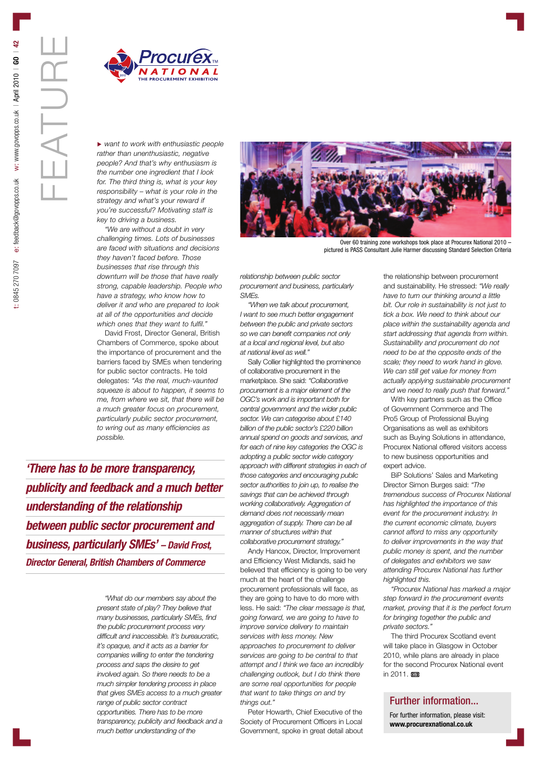FEATURE

Procurex NATIONAL THE PROCUREMENT EXHIBITION

▶ *want to work with enthusiastic people rather than unenthusiastic, negative people? And that's why enthusiasm is the number one ingredient that I look for. The third thing is, what is your key responsibility – what is your role in the strategy and what's your reward if you're successful? Motivating staff is key to driving a business.*

*"We are without a doubt in very challenging times. Lots of businesses are faced with situations and decisions they haven't faced before. Those businesses that rise through this downturn will be those that have really strong, capable leadership. People who have a strategy, who know how to deliver it and who are prepared to look at all of the opportunities and decide which ones that they want to fulfil."*

David Frost, Director General, British Chambers of Commerce, spoke about the importance of procurement and the barriers faced by SMEs when tendering for public sector contracts. He told delegates: *"As the real, much-vaunted squeeze is about to happen, it seems to me, from where we sit, that there will be a much greater focus on procurement, particularly public sector procurement, to wring out as many efficiencies as possible.*

***'There has to be more transparency, publicity and feedback and a much better understanding of the relationship between public sector procurement and business, particularly SMEs' – David Frost, Director General, British Chambers of Commerce***

*"What do our members say about the present state of play? They believe that many businesses, particularly SMEs, find the public procurement process very difficult and inaccessible. It's bureaucratic, it's opaque, and it acts as a barrier for companies willing to enter the tendering process and saps the desire to get involved again. So there needs to be a much simpler tendering process in place that gives SMEs access to a much greater range of public sector contract opportunities. There has to be more transparency, publicity and feedback and a much better understanding of the relationship between public sector procurement and business, particularly SMEs.*

*"When we talk about procurement, I want to see much better engagement between the public and private sectors so we can benefit companies not only at a local and regional level, but also at national level as well."*

Over 60 training zone workshops took place at Procurex National 2010 – pictured is PASS Consultant Julie Harmer discussing Standard Selection Criteria

Sally Collier highlighted the prominence of collaborative procurement in the marketplace. She said: *"Collaborative procurement is a major element of the OGC's work and is important both for central government and the wider public sector. We can categorise about £140 billion of the public sector's £220 billion annual spend on goods and services, and for each of nine key categories the OGC is adopting a public sector wide category approach with different strategies in each of those categories and encouraging public sector authorities to join up, to realise the savings that can be achieved through working collaboratively. Aggregation of demand does not necessarily mean aggregation of supply. There can be all manner of structures within that collaborative procurement strategy."*

Andy Hancox, Director, Improvement and Efficiency West Midlands, said he believed that efficiency is going to be very much at the heart of the challenge procurement professionals will face, as they are going to have to do more with less. He said: *"The clear message is that, going forward, we are going to have to improve service delivery to maintain services with less money. New approaches to procurement to deliver services are going to be central to that attempt and I think we face an incredibly challenging outlook, but I do think there are some real opportunities for people that want to take things on and try things out."*

Peter Howarth, Chief Executive of the Society of Procurement Officers in Local Government, spoke in great detail about the relationship between procurement and sustainability. He stressed: *"We really have to turn our thinking around a little bit. Our role in sustainability is not just to tick a box. We need to think about our place within the sustainability agenda and start addressing that agenda from within. Sustainability and procurement do not need to be at the opposite ends of the scale; they need to work hand in glove. We can still get value for money from actually applying sustainable procurement and we need to really push that forward."*

With key partners such as the Office of Government Commerce and The Pro5 Group of Professional Buying Organisations as well as exhibitors such as Buying Solutions in attendance, Procurex National offered visitors access to new business opportunities and expert advice.

BiP Solutions' Sales and Marketing Director Simon Burges said: *"The tremendous success of Procurex National has highlighted the importance of this event for the procurement industry. In the current economic climate, buyers cannot afford to miss any opportunity to deliver improvements in the way that public money is spent, and the number of delegates and exhibitors we saw attending Procurex National has further highlighted this.*

*"Procurex National has marked a major step forward in the procurement events market, proving that it is the perfect forum for bringing together the public and private sectors."*

The third Procurex Scotland event will take place in Glasgow in October 2010, while plans are already in place for the second Procurex National event in 2011.

## Further information...

For further information, please visit: **www.procurexnational.co.uk**